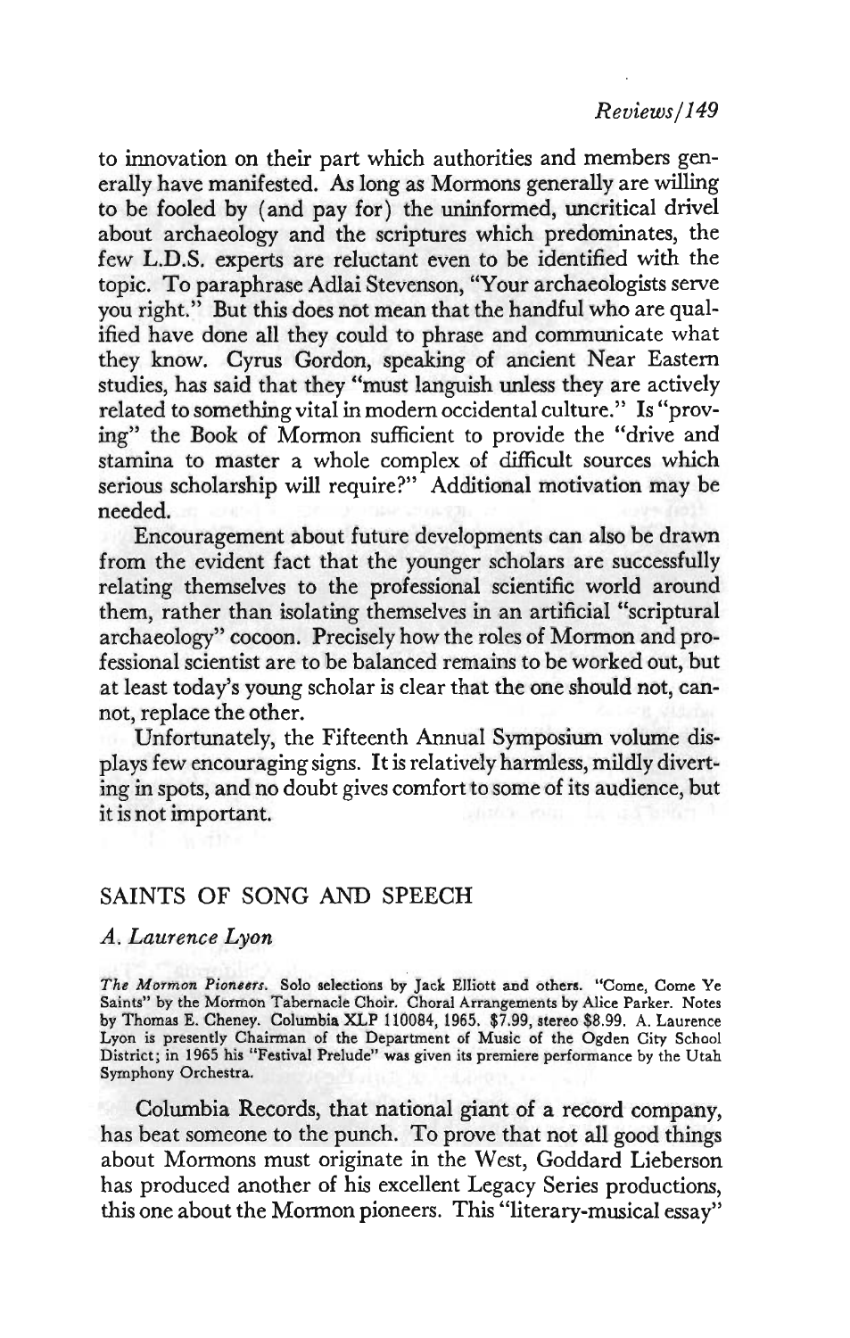to innovation on their part which authorities and members generally have manifested. As long as Mormons generally are willing to be fooled by (and pay for) the uninformed, uncritical drivel about archaeology and the scriptures which predominates, the few L.D.S. experts are reluctant even to be identified with the topic. To paraphrase Adlai Stevenson, "Your archaeologists serve you right." But this does not mean that the handful who are qualified have done all they could to phrase and communicate what they know. Cyrus Gordon, speaking of ancient Near Eastern studies, has said that they "must languish unless they are actively related to something vital in modern occidental culture." Is "proving" the Book of Mormon sufficient to provide the "drive and stamina to master a whole complex of difficult sources which serious scholarship will require?" Additional motivation may be needed.

Encouragement about future developments can also be drawn from the evident fact that the younger scholars are successfully relating themselves to the professional scientific world around them, rather than isolating themselves in an artificial "scriptural archaeology" cocoon. Precisely how the roles of Mormon and professional scientist are to be balanced remains to be worked out, but at least today's young scholar is clear that the one should not, cannot, replace the other.

Unfortunately, the Fifteenth Annual Symposium volume displays few encouraging signs. It is relatively harmless, mildly diverting in spots, and no doubt gives comfort to some of its audience, but it is not important.

## SAINTS OF SONG AND SPEECH

*A. Laurence Lyon*

*The Mormon Pioneers.* Solo selections by Jack Elliott and others. "Come, Come Ye Saints" by the Mormon Tabernacle Choir. Choral Arrangements by Alice Parker. Notes by Thomas E. Cheney. Columbia XLP 110084, 1965. $7.99, stereo $8.99. A. Laurence Lyon is presently Chairman of the Department of Music of the Ogden City School District; in 1965 his "Festival Prelude" was given its premiere performance by the Utah Symphony Orchestra.

Columbia Records, that national giant of a record company, has beat someone to the punch. To prove that not all good things about Mormons must originate in the West, Goddard Lieberson has produced another of his excellent Legacy Series productions, this one about the Mormon pioneers. This "literary-musical essay"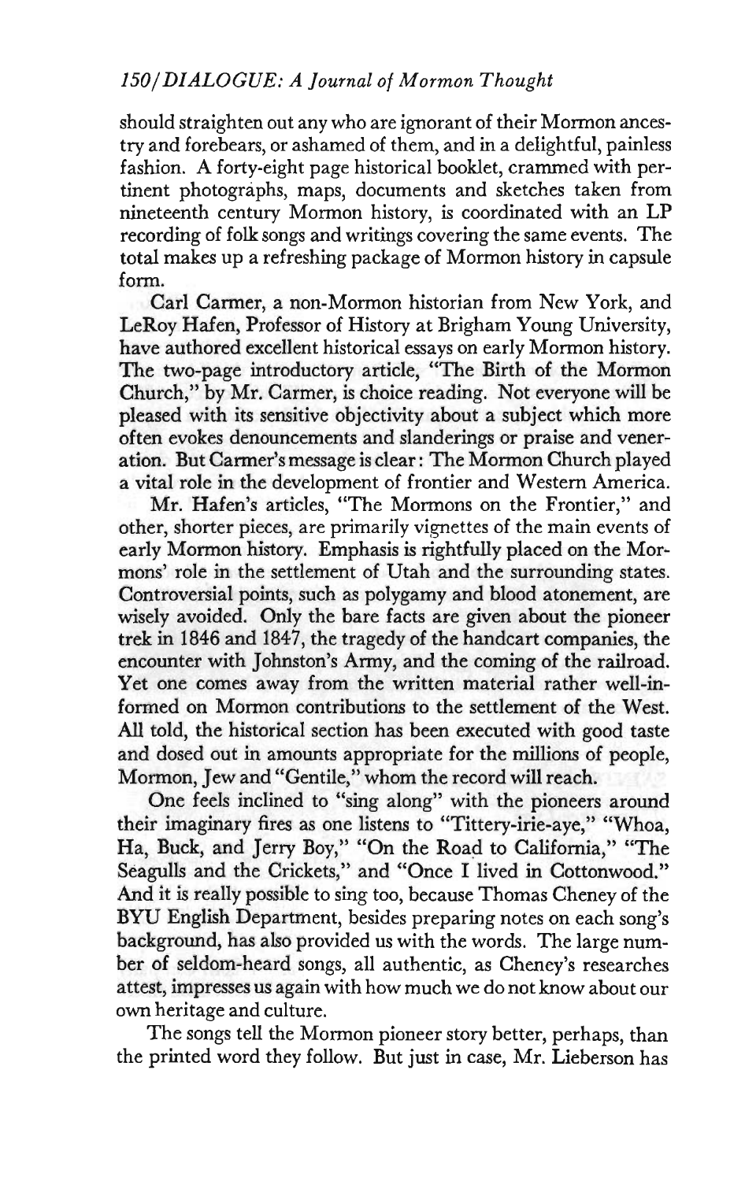should straighten out any who are ignorant of their Mormon ancestry and forebears, or ashamed of them, and in a delightful, painless fashion. A forty-eight page historical booklet, crammed with pertinent photographs, maps, documents and sketches taken from nineteenth century Mormon history, is coordinated with an LP recording of folk songs and writings covering the same events. The total makes up a refreshing package of Mormon history in capsule form.

Carl Carmer, a non-Mormon historian from New York, and LeRoy Hafen, Professor of History at Brigham Young University, have authored excellent historical essays on early Mormon history. The two-page introductory article, "The Birth of the Mormon Church," by Mr. Carmer, is choice reading. Not everyone will be pleased with its sensitive objectivity about a subject which more often evokes denouncements and slanderings or praise and veneration. But Carmer's message is clear: The Mormon Church played a vital role in the development of frontier and Western America.

Mr. Hafen's articles, "The Mormons on the Frontier," and other, shorter pieces, are primarily vignettes of the main events of early Mormon history. Emphasis is rightfully placed on the Mormons' role in the settlement of Utah and the surrounding states. Controversial points, such as polygamy and blood atonement, are wisely avoided. Only the bare facts are given about the pioneer trek in 1846 and 1847, the tragedy of the handcart companies, the encounter with Johnston's Army, and the coming of the railroad. Yet one comes away from the written material rather well-informed on Mormon contributions to the settlement of the West. All told, the historical section has been executed with good taste and dosed out in amounts appropriate for the millions of people, Mormon, Jew and "Gentile," whom the record will reach.

One feels inclined to "sing along" with the pioneers around their imaginary fires as one listens to "Tittery-irie-aye," "Whoa, Ha, Buck, and Jerry Boy," "On the Road to California," "The Seagulls and the Crickets," and "Once I lived in Cottonwood." And it is really possible to sing too, because Thomas Cheney of the BYU English Department, besides preparing notes on each song's background, has also provided us with the words. The large number of seldom-heard songs, all authentic, as Cheney's researches attest, impresses us again with how much we do not know about our own heritage and culture.

The songs tell the Mormon pioneer story better, perhaps, than the printed word they follow. But just in case, Mr. Lieberson has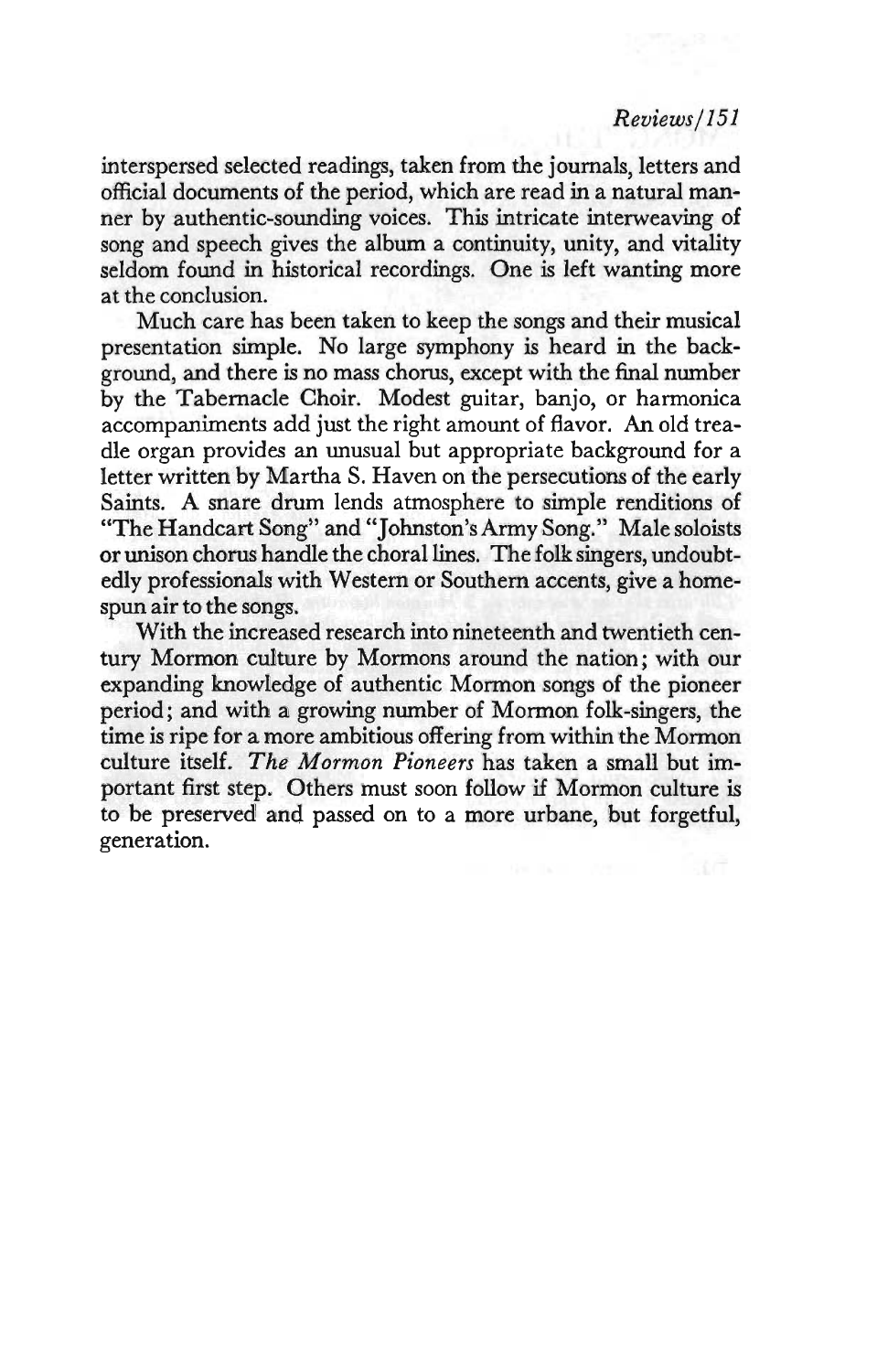interspersed selected readings, taken from the journals, letters and official documents of the period, which are read in a natural manner by authentic-sounding voices. This intricate interweaving of song and speech gives the album a continuity, unity, and vitality seldom found in historical recordings. One is left wanting more at the conclusion.

Much care has been taken to keep the songs and their musical presentation simple. No large symphony is heard in the background, and there is no mass chorus, except with the final number by the Tabernacle Choir. Modest guitar, banjo, or harmonica accompaniments add just the right amount of flavor. An old treadle organ provides an unusual but appropriate background for a letter written by Martha S. Haven on the persecutions of the early Saints. A snare drum lends atmosphere to simple renditions of "The Handcart Song" and "Johnston's Army Song." Male soloists or unison chorus handle the choral lines. The folk singers, undoubtedly professionals with Western or Southern accents, give a homespun air to the songs.

With the increased research into nineteenth and twentieth century Mormon culture by Mormons around the nation; with our expanding knowledge of authentic Mormon songs of the pioneer period; and with a growing number of Mormon folk-singers, the time is ripe for a more ambitious offering from within the Mormon culture itself. *The Mormon Pioneers* has taken a small but important first step. Others must soon follow if Mormon culture is to be preserved and passed on to a more urbane, but forgetful, generation.